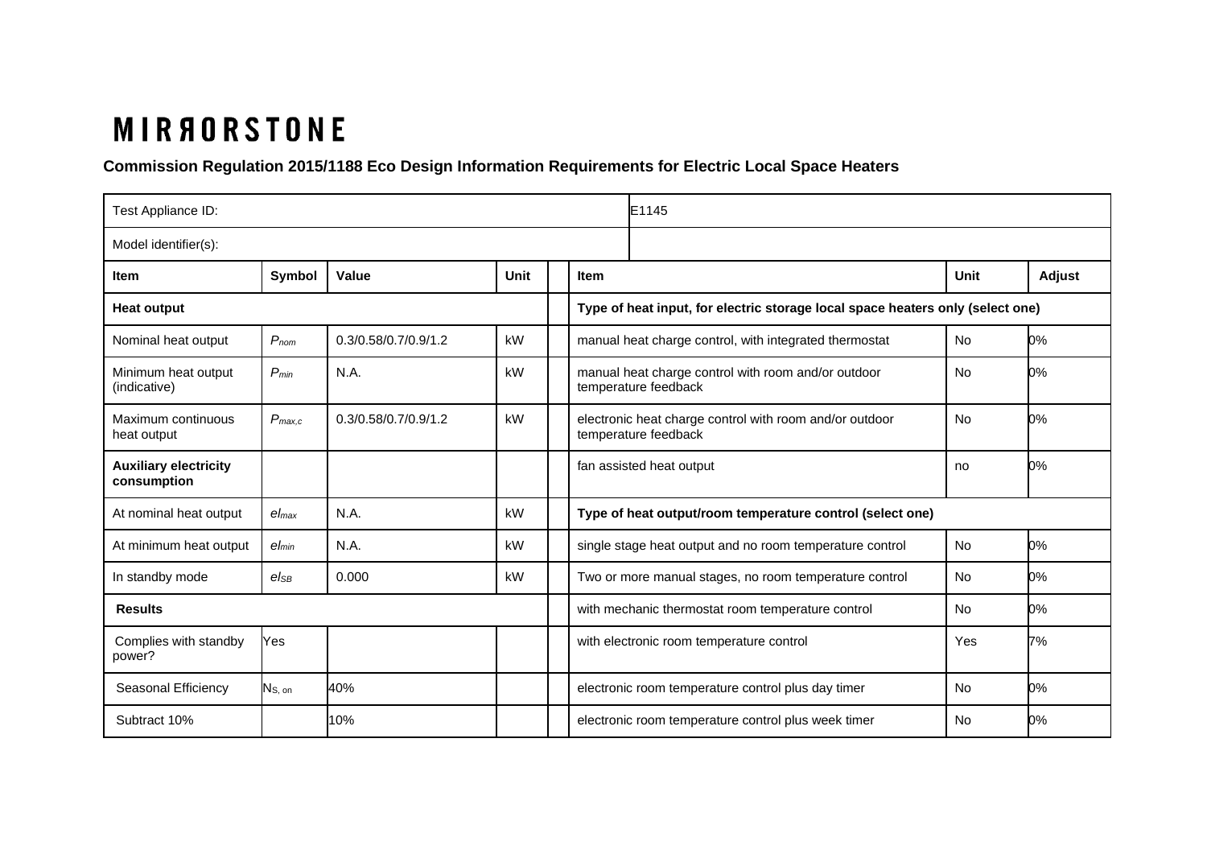# MIRRORSTONE

**Commission Regulation 2015/1188 Eco Design Information Requirements for Electric Local Space Heaters**

| | | | | | | | |
|---|---|---|---|---|---|---|---|
| Test Appliance ID: | | | | | E1145 | | |
| Model identifier(s): | | | | | | | |
| **Item** | **Symbol** | **Value** | **Unit** | | **Item** | **Unit** | **Adjust** |
| **Heat output** | | | | | **Type of heat input, for electric storage local space heaters only (select one)** | | |
| Nominal heat output | $P_{nom}$ | 0.3/0.58/0.7/0.9/1.2 | kW | | manual heat charge control, with integrated thermostat | No | 0% |
| Minimum heat output (indicative) | $P_{min}$ | N.A. | kW | | manual heat charge control with room and/or outdoor temperature feedback | No | 0% |
| Maximum continuous heat output | $P_{max,c}$ | 0.3/0.58/0.7/0.9/1.2 | kW | | electronic heat charge control with room and/or outdoor temperature feedback | No | 0% |
| **Auxiliary electricity consumption** | | | | | fan assisted heat output | no | 0% |
| At nominal heat output | $el_{max}$ | N.A. | kW | | **Type of heat output/room temperature control (select one)** | | |
| At minimum heat output | $el_{min}$ | N.A. | kW | | single stage heat output and no room temperature control | No | 0% |
| In standby mode | $el_{SB}$ | 0.000 | kW | | Two or more manual stages, no room temperature control | No | 0% |
| **Results** | | | | | with mechanic thermostat room temperature control | No | 0% |
| Complies with standby power? | Yes | | | | with electronic room temperature control | Yes | 7% |
| Seasonal Efficiency | $N_{S, on}$ | 40% | | | electronic room temperature control plus day timer | No | 0% |
| Subtract 10% | | 10% | | | electronic room temperature control plus week timer | No | 0% |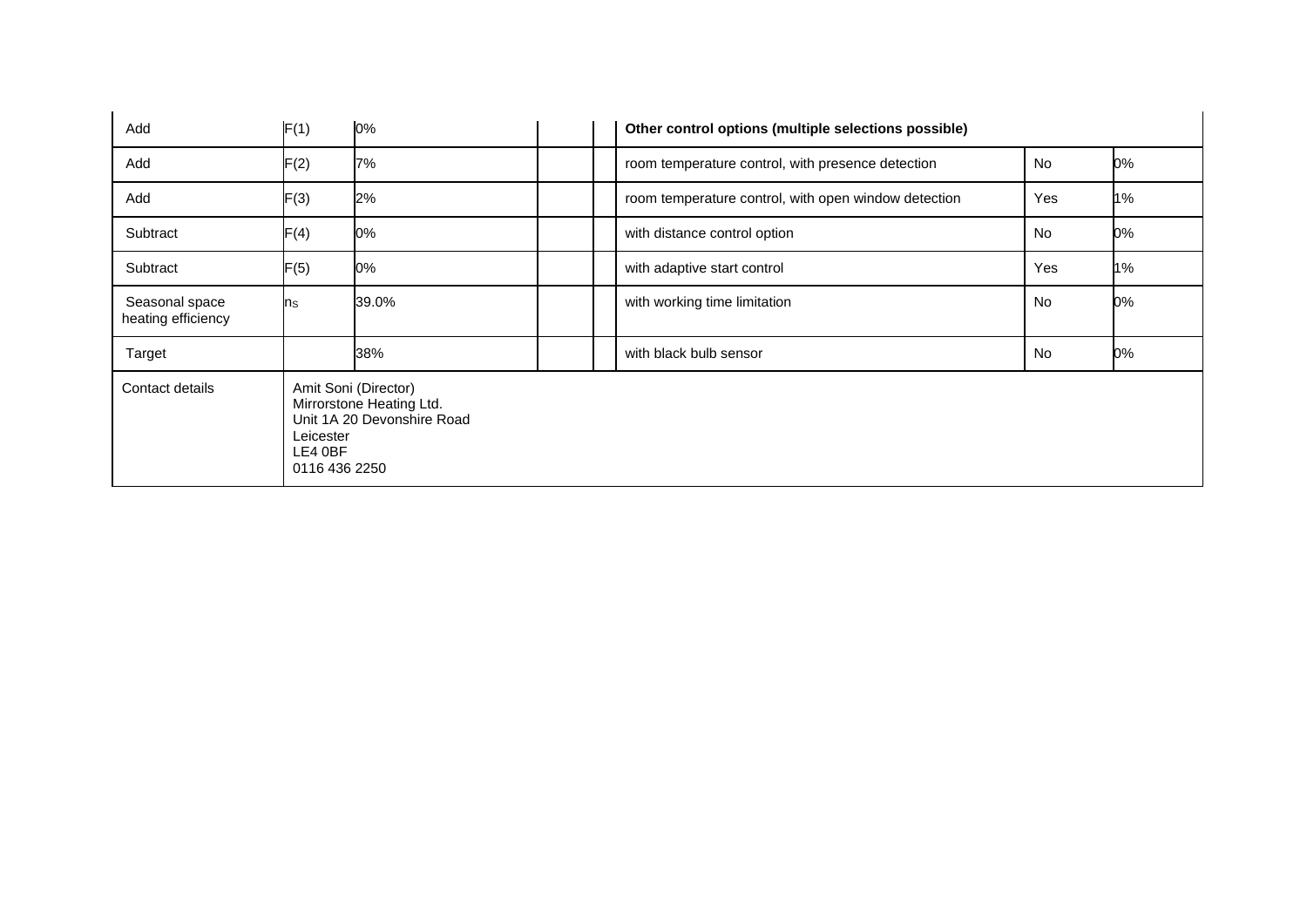| | | | | | | | |
|---|---|---|---|---|---|---|---|
| Add | F(1) | 0% | | | **Other control options (multiple selections possible)** | | |
| Add | F(2) | 7% | | | room temperature control, with presence detection | No | 0% |
| Add | F(3) | 2% | | | room temperature control, with open window detection | Yes | 1% |
| Subtract | F(4) | 0% | | | with distance control option | No | 0% |
| Subtract | F(5) | 0% | | | with adaptive start control | Yes | 1% |
| Seasonal space heating efficiency | $\eta_s$ | 39.0% | | | with working time limitation | No | 0% |
| Target | | 38% | | | with black bulb sensor | No | 0% |
| Contact details | Amit Soni (Director)<br>Mirrorstone Heating Ltd.<br>Unit 1A 20 Devonshire Road<br>Leicester<br>LE4 0BF<br>0116 436 2250 | | | | | | |